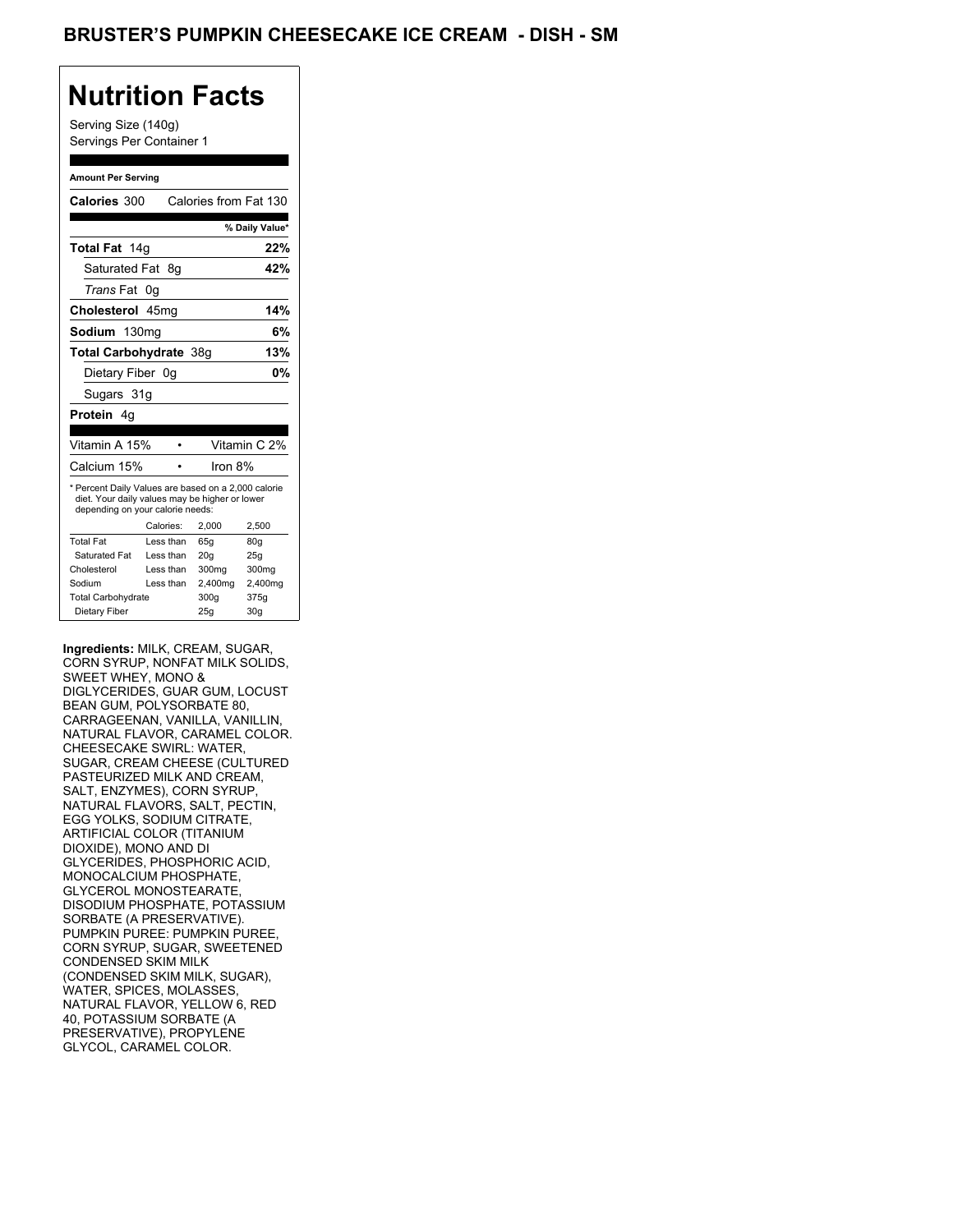# BRUSTER'S PUMPKIN CHEESECAKE ICE CREAM - DISH - SM

## Nutrition Facts

Serving Size (140g)
Servings Per Container 1

**Amount Per Serving**

| | |
|---|---|
| **Calories** 300 | Calories from Fat 130 |
| | **% Daily Value*** |
| **Total Fat** 14g | **22%** |
| Saturated Fat 8g | **42%** |
| *Trans* Fat 0g | |
| **Cholesterol** 45mg | **14%** |
| **Sodium** 130mg | **6%** |
| **Total Carbohydrate** 38g | **13%** |
| Dietary Fiber 0g | **0%** |
| Sugars 31g | |
| **Protein** 4g | |

| | |
|---|---|
| Vitamin A 15% • | Vitamin C 2% |
| Calcium 15% • | Iron 8% |

* Percent Daily Values are based on a 2,000 calorie diet. Your daily values may be higher or lower depending on your calorie needs:

| | Calories: | 2,000 | 2,500 |
|---|---|---|---|
| Total Fat | Less than | 65g | 80g |
| Saturated Fat | Less than | 20g | 25g |
| Cholesterol | Less than | 300mg | 300mg |
| Sodium | Less than | 2,400mg | 2,400mg |
| Total Carbohydrate | | 300g | 375g |
| Dietary Fiber | | 25g | 30g |

**Ingredients:** MILK, CREAM, SUGAR, CORN SYRUP, NONFAT MILK SOLIDS, SWEET WHEY, MONO & DIGLYCERIDES, GUAR GUM, LOCUST BEAN GUM, POLYSORBATE 80, CARRAGEENAN, VANILLA, VANILLIN, NATURAL FLAVOR, CARAMEL COLOR. CHEESECAKE SWIRL: WATER, SUGAR, CREAM CHEESE (CULTURED PASTEURIZED MILK AND CREAM, SALT, ENZYMES), CORN SYRUP, NATURAL FLAVORS, SALT, PECTIN, EGG YOLKS, SODIUM CITRATE, ARTIFICIAL COLOR (TITANIUM DIOXIDE), MONO AND DI GLYCERIDES, PHOSPHORIC ACID, MONOCALCIUM PHOSPHATE, GLYCEROL MONOSTEARATE, DISODIUM PHOSPHATE, POTASSIUM SORBATE (A PRESERVATIVE). PUMPKIN PUREE: PUMPKIN PUREE, CORN SYRUP, SUGAR, SWEETENED CONDENSED SKIM MILK (CONDENSED SKIM MILK, SUGAR), WATER, SPICES, MOLASSES, NATURAL FLAVOR, YELLOW 6, RED 40, POTASSIUM SORBATE (A PRESERVATIVE), PROPYLENE GLYCOL, CARAMEL COLOR.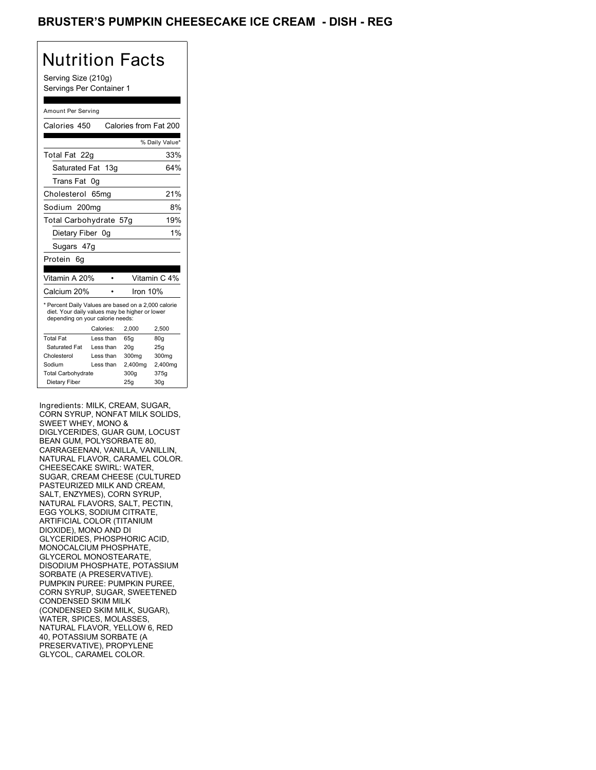# BRUSTER'S PUMPKIN CHEESECAKE ICE CREAM - DISH - REG

## Nutrition Facts

Serving Size (210g)
Servings Per Container 1

Amount Per Serving

| | |
|---|---|
| Calories 450 | Calories from Fat 200 |
| | % Daily Value* |
| Total Fat 22g | 33% |
| Saturated Fat 13g | 64% |
| Trans Fat 0g | |
| Cholesterol 65mg | 21% |
| Sodium 200mg | 8% |
| Total Carbohydrate 57g | 19% |
| Dietary Fiber 0g | 1% |
| Sugars 47g | |
| Protein 6g | |

| | |
|---|---|
| Vitamin A 20% | Vitamin C 4% |
| Calcium 20% | Iron 10% |

* Percent Daily Values are based on a 2,000 calorie diet. Your daily values may be higher or lower depending on your calorie needs:

| | Calories: | 2,000 | 2,500 |
|---|---|---|---|
| Total Fat | Less than | 65g | 80g |
| Saturated Fat | Less than | 20g | 25g |
| Cholesterol | Less than | 300mg | 300mg |
| Sodium | Less than | 2,400mg | 2,400mg |
| Total Carbohydrate | | 300g | 375g |
| Dietary Fiber | | 25g | 30g |

Ingredients: MILK, CREAM, SUGAR, CORN SYRUP, NONFAT MILK SOLIDS, SWEET WHEY, MONO & DIGLYCERIDES, GUAR GUM, LOCUST BEAN GUM, POLYSORBATE 80, CARRAGEENAN, VANILLA, VANILLIN, NATURAL FLAVOR, CARAMEL COLOR. CHEESECAKE SWIRL: WATER, SUGAR, CREAM CHEESE (CULTURED PASTEURIZED MILK AND CREAM, SALT, ENZYMES), CORN SYRUP, NATURAL FLAVORS, SALT, PECTIN, EGG YOLKS, SODIUM CITRATE, ARTIFICIAL COLOR (TITANIUM DIOXIDE), MONO AND DI GLYCERIDES, PHOSPHORIC ACID, MONOCALCIUM PHOSPHATE, GLYCEROL MONOSTEARATE, DISODIUM PHOSPHATE, POTASSIUM SORBATE (A PRESERVATIVE). PUMPKIN PUREE: PUMPKIN PUREE, CORN SYRUP, SUGAR, SWEETENED CONDENSED SKIM MILK (CONDENSED SKIM MILK, SUGAR), WATER, SPICES, MOLASSES, NATURAL FLAVOR, YELLOW 6, RED 40, POTASSIUM SORBATE (A PRESERVATIVE), PROPYLENE GLYCOL, CARAMEL COLOR.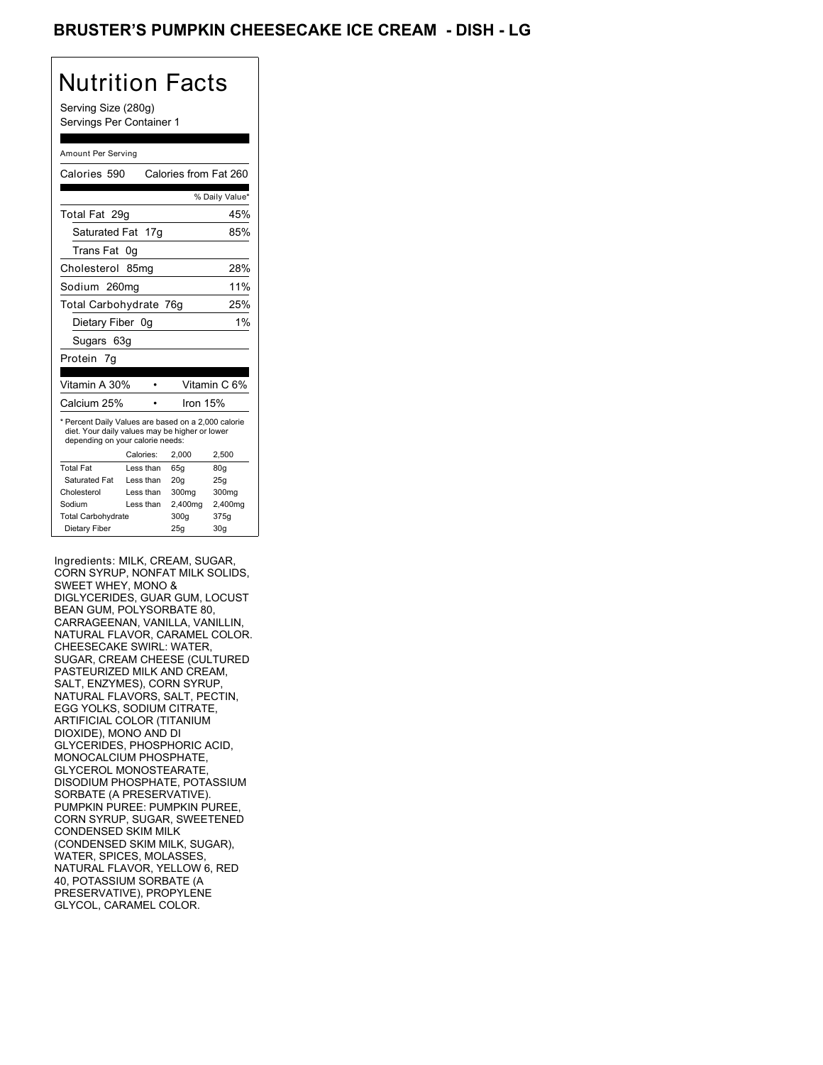# BRUSTER'S PUMPKIN CHEESECAKE ICE CREAM - DISH - LG

## Nutrition Facts

Serving Size (280g)
Servings Per Container 1

Amount Per Serving

Calories 590 Calories from Fat 260

| | % Daily Value* |
|---|---|
| Total Fat 29g | 45% |
| Saturated Fat 17g | 85% |
| Trans Fat 0g | |
| Cholesterol 85mg | 28% |
| Sodium 260mg | 11% |
| Total Carbohydrate 76g | 25% |
| Dietary Fiber 0g | 1% |
| Sugars 63g | |
| Protein 7g | |

| | |
|---|---|
| Vitamin A 30% | Vitamin C 6% |
| Calcium 25% | Iron 15% |

* Percent Daily Values are based on a 2,000 calorie diet. Your daily values may be higher or lower depending on your calorie needs:

| | Calories: | 2,000 | 2,500 |
|---|---|---|---|
| Total Fat | Less than | 65g | 80g |
| Saturated Fat | Less than | 20g | 25g |
| Cholesterol | Less than | 300mg | 300mg |
| Sodium | Less than | 2,400mg | 2,400mg |
| Total Carbohydrate | | 300g | 375g |
| Dietary Fiber | | 25g | 30g |

Ingredients: MILK, CREAM, SUGAR, CORN SYRUP, NONFAT MILK SOLIDS, SWEET WHEY, MONO & DIGLYCERIDES, GUAR GUM, LOCUST BEAN GUM, POLYSORBATE 80, CARRAGEENAN, VANILLA, VANILLIN, NATURAL FLAVOR, CARAMEL COLOR. CHEESECAKE SWIRL: WATER, SUGAR, CREAM CHEESE (CULTURED PASTEURIZED MILK AND CREAM, SALT, ENZYMES), CORN SYRUP, NATURAL FLAVORS, SALT, PECTIN, EGG YOLKS, SODIUM CITRATE, ARTIFICIAL COLOR (TITANIUM DIOXIDE), MONO AND DI GLYCERIDES, PHOSPHORIC ACID, MONOCALCIUM PHOSPHATE, GLYCEROL MONOSTEARATE, DISODIUM PHOSPHATE, POTASSIUM SORBATE (A PRESERVATIVE). PUMPKIN PUREE: PUMPKIN PUREE, CORN SYRUP, SUGAR, SWEETENED CONDENSED SKIM MILK (CONDENSED SKIM MILK, SUGAR), WATER, SPICES, MOLASSES, NATURAL FLAVOR, YELLOW 6, RED 40, POTASSIUM SORBATE (A PRESERVATIVE), PROPYLENE GLYCOL, CARAMEL COLOR.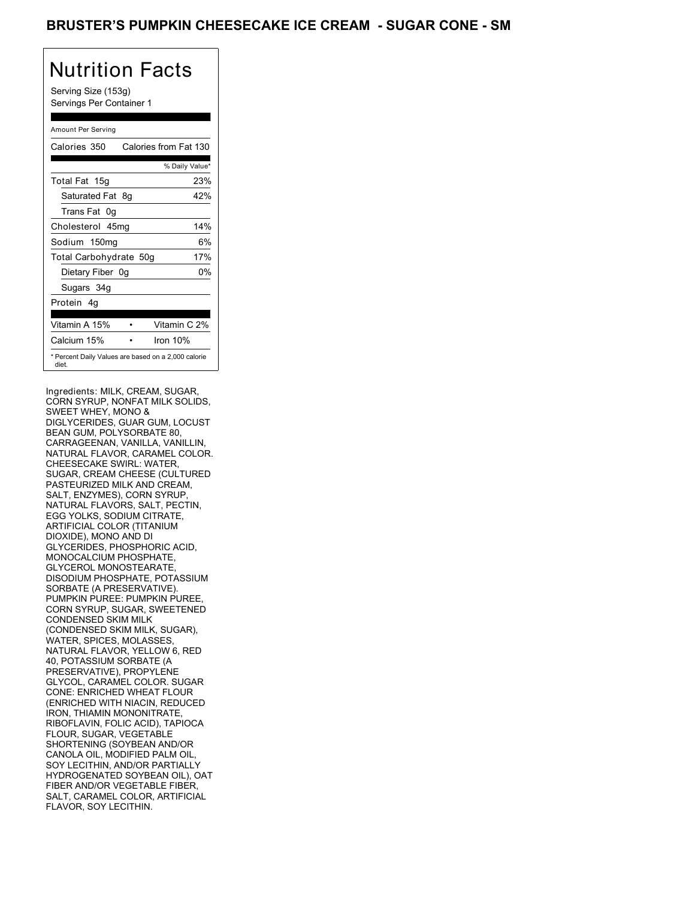# BRUSTER'S PUMPKIN CHEESECAKE ICE CREAM - SUGAR CONE - SM

## Nutrition Facts

Serving Size (153g)
Servings Per Container 1

Amount Per Serving

| Calories 350 | Calories from Fat 130 |
|---|---|
| | % Daily Value* |
| Total Fat 15g | 23% |
| Saturated Fat 8g | 42% |
| Trans Fat 0g | |
| Cholesterol 45mg | 14% |
| Sodium 150mg | 6% |
| Total Carbohydrate 50g | 17% |
| Dietary Fiber 0g | 0% |
| Sugars 34g | |
| Protein 4g | |

| Vitamin A 15% | Vitamin C 2% |
|---|---|
| Calcium 15% | Iron 10% |

* Percent Daily Values are based on a 2,000 calorie diet.

Ingredients: MILK, CREAM, SUGAR, CORN SYRUP, NONFAT MILK SOLIDS, SWEET WHEY, MONO & DIGLYCERIDES, GUAR GUM, LOCUST BEAN GUM, POLYSORBATE 80, CARRAGEENAN, VANILLA, VANILLIN, NATURAL FLAVOR, CARAMEL COLOR. CHEESECAKE SWIRL: WATER, SUGAR, CREAM CHEESE (CULTURED PASTEURIZED MILK AND CREAM, SALT, ENZYMES), CORN SYRUP, NATURAL FLAVORS, SALT, PECTIN, EGG YOLKS, SODIUM CITRATE, ARTIFICIAL COLOR (TITANIUM DIOXIDE), MONO AND DI GLYCERIDES, PHOSPHORIC ACID, MONOCALCIUM PHOSPHATE, GLYCEROL MONOSTEARATE, DISODIUM PHOSPHATE, POTASSIUM SORBATE (A PRESERVATIVE). PUMPKIN PUREE: PUMPKIN PUREE, CORN SYRUP, SUGAR, SWEETENED CONDENSED SKIM MILK (CONDENSED SKIM MILK, SUGAR), WATER, SPICES, MOLASSES, NATURAL FLAVOR, YELLOW 6, RED 40, POTASSIUM SORBATE (A PRESERVATIVE), PROPYLENE GLYCOL, CARAMEL COLOR. SUGAR CONE: ENRICHED WHEAT FLOUR (ENRICHED WITH NIACIN, REDUCED IRON, THIAMIN MONONITRATE, RIBOFLAVIN, FOLIC ACID), TAPIOCA FLOUR, SUGAR, VEGETABLE SHORTENING (SOYBEAN AND/OR CANOLA OIL, MODIFIED PALM OIL, SOY LECITHIN, AND/OR PARTIALLY HYDROGENATED SOYBEAN OIL), OAT FIBER AND/OR VEGETABLE FIBER, SALT, CARAMEL COLOR, ARTIFICIAL FLAVOR, SOY LECITHIN.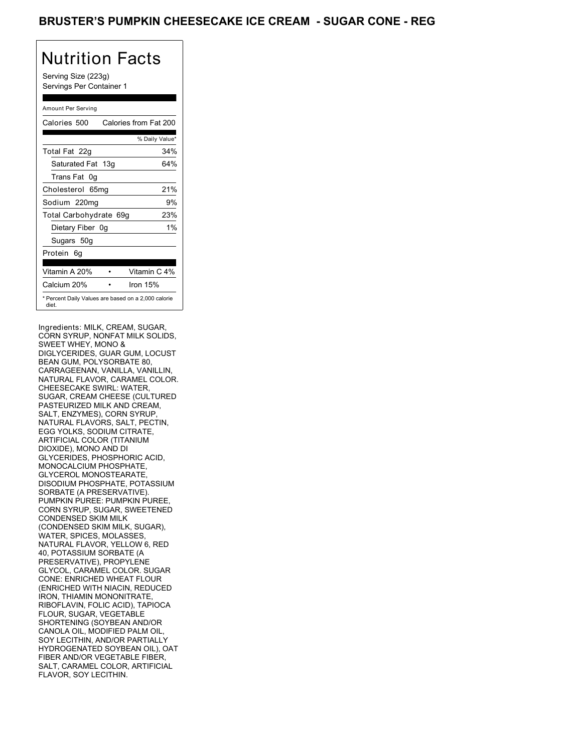# BRUSTER'S PUMPKIN CHEESECAKE ICE CREAM - SUGAR CONE - REG

## Nutrition Facts

Serving Size (223g)
Servings Per Container 1

| Amount Per Serving | |
|---|---|
| Calories 500 | Calories from Fat 200 |
| | % Daily Value* |
| Total Fat 22g | 34% |
| Saturated Fat 13g | 64% |
| Trans Fat 0g | |
| Cholesterol 65mg | 21% |
| Sodium 220mg | 9% |
| Total Carbohydrate 69g | 23% |
| Dietary Fiber 0g | 1% |
| Sugars 50g | |
| Protein 6g | |
| Vitamin A 20% | Vitamin C 4% |
| Calcium 20% | Iron 15% |

* Percent Daily Values are based on a 2,000 calorie diet.

Ingredients: MILK, CREAM, SUGAR, CORN SYRUP, NONFAT MILK SOLIDS, SWEET WHEY, MONO & DIGLYCERIDES, GUAR GUM, LOCUST BEAN GUM, POLYSORBATE 80, CARRAGEENAN, VANILLA, VANILLIN, NATURAL FLAVOR, CARAMEL COLOR. CHEESECAKE SWIRL: WATER, SUGAR, CREAM CHEESE (CULTURED PASTEURIZED MILK AND CREAM, SALT, ENZYMES), CORN SYRUP, NATURAL FLAVORS, SALT, PECTIN, EGG YOLKS, SODIUM CITRATE, ARTIFICIAL COLOR (TITANIUM DIOXIDE), MONO AND DI GLYCERIDES, PHOSPHORIC ACID, MONOCALCIUM PHOSPHATE, GLYCEROL MONOSTEARATE, DISODIUM PHOSPHATE, POTASSIUM SORBATE (A PRESERVATIVE). PUMPKIN PUREE: PUMPKIN PUREE, CORN SYRUP, SUGAR, SWEETENED CONDENSED SKIM MILK (CONDENSED SKIM MILK, SUGAR), WATER, SPICES, MOLASSES, NATURAL FLAVOR, YELLOW 6, RED 40, POTASSIUM SORBATE (A PRESERVATIVE), PROPYLENE GLYCOL, CARAMEL COLOR. SUGAR CONE: ENRICHED WHEAT FLOUR (ENRICHED WITH NIACIN, REDUCED IRON, THIAMIN MONONITRATE, RIBOFLAVIN, FOLIC ACID), TAPIOCA FLOUR, SUGAR, VEGETABLE SHORTENING (SOYBEAN AND/OR CANOLA OIL, MODIFIED PALM OIL, SOY LECITHIN, AND/OR PARTIALLY HYDROGENATED SOYBEAN OIL), OAT FIBER AND/OR VEGETABLE FIBER, SALT, CARAMEL COLOR, ARTIFICIAL FLAVOR, SOY LECITHIN.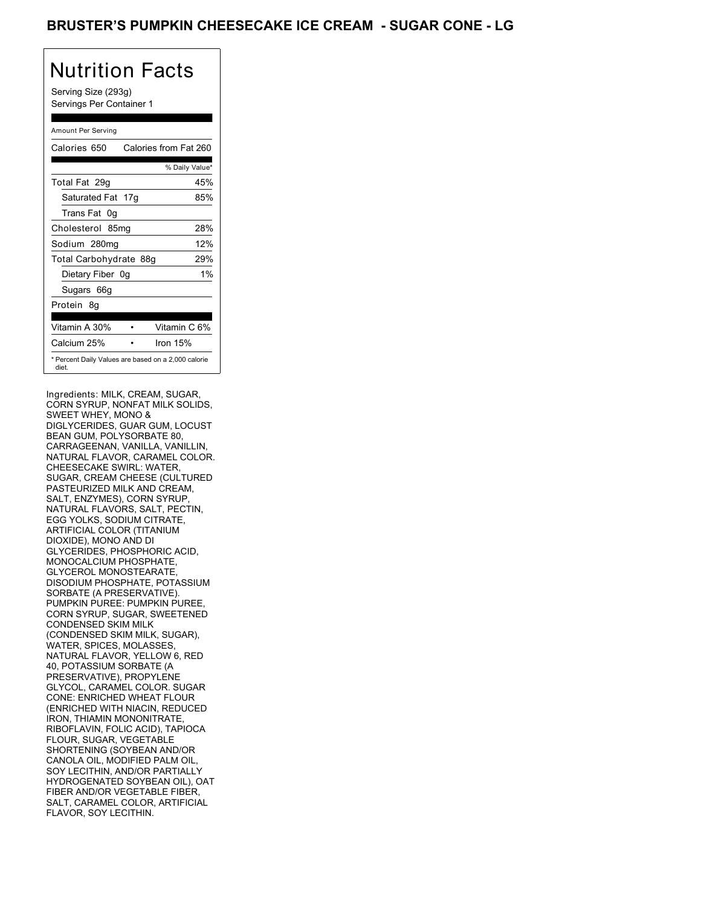# BRUSTER'S PUMPKIN CHEESECAKE ICE CREAM - SUGAR CONE - LG

## Nutrition Facts

Serving Size (293g)
Servings Per Container 1

Amount Per Serving

| Calories 650 | Calories from Fat 260 |
|---|---|
| | % Daily Value* |
| Total Fat 29g | 45% |
| Saturated Fat 17g | 85% |
| Trans Fat 0g | |
| Cholesterol 85mg | 28% |
| Sodium 280mg | 12% |
| Total Carbohydrate 88g | 29% |
| Dietary Fiber 0g | 1% |
| Sugars 66g | |
| Protein 8g | |
| Vitamin A 30% | Vitamin C 6% |
| Calcium 25% | Iron 15% |

* Percent Daily Values are based on a 2,000 calorie diet.

Ingredients: MILK, CREAM, SUGAR, CORN SYRUP, NONFAT MILK SOLIDS, SWEET WHEY, MONO & DIGLYCERIDES, GUAR GUM, LOCUST BEAN GUM, POLYSORBATE 80, CARRAGEENAN, VANILLA, VANILLIN, NATURAL FLAVOR, CARAMEL COLOR. CHEESECAKE SWIRL: WATER, SUGAR, CREAM CHEESE (CULTURED PASTEURIZED MILK AND CREAM, SALT, ENZYMES), CORN SYRUP, NATURAL FLAVORS, SALT, PECTIN, EGG YOLKS, SODIUM CITRATE, ARTIFICIAL COLOR (TITANIUM DIOXIDE), MONO AND DI GLYCERIDES, PHOSPHORIC ACID, MONOCALCIUM PHOSPHATE, GLYCEROL MONOSTEARATE, DISODIUM PHOSPHATE, POTASSIUM SORBATE (A PRESERVATIVE). PUMPKIN PUREE: PUMPKIN PUREE, CORN SYRUP, SUGAR, SWEETENED CONDENSED SKIM MILK (CONDENSED SKIM MILK, SUGAR), WATER, SPICES, MOLASSES, NATURAL FLAVOR, YELLOW 6, RED 40, POTASSIUM SORBATE (A PRESERVATIVE), PROPYLENE GLYCOL, CARAMEL COLOR. SUGAR CONE: ENRICHED WHEAT FLOUR (ENRICHED WITH NIACIN, REDUCED IRON, THIAMIN MONONITRATE, RIBOFLAVIN, FOLIC ACID), TAPIOCA FLOUR, SUGAR, VEGETABLE SHORTENING (SOYBEAN AND/OR CANOLA OIL, MODIFIED PALM OIL, SOY LECITHIN, AND/OR PARTIALLY HYDROGENATED SOYBEAN OIL), OAT FIBER AND/OR VEGETABLE FIBER, SALT, CARAMEL COLOR, ARTIFICIAL FLAVOR, SOY LECITHIN.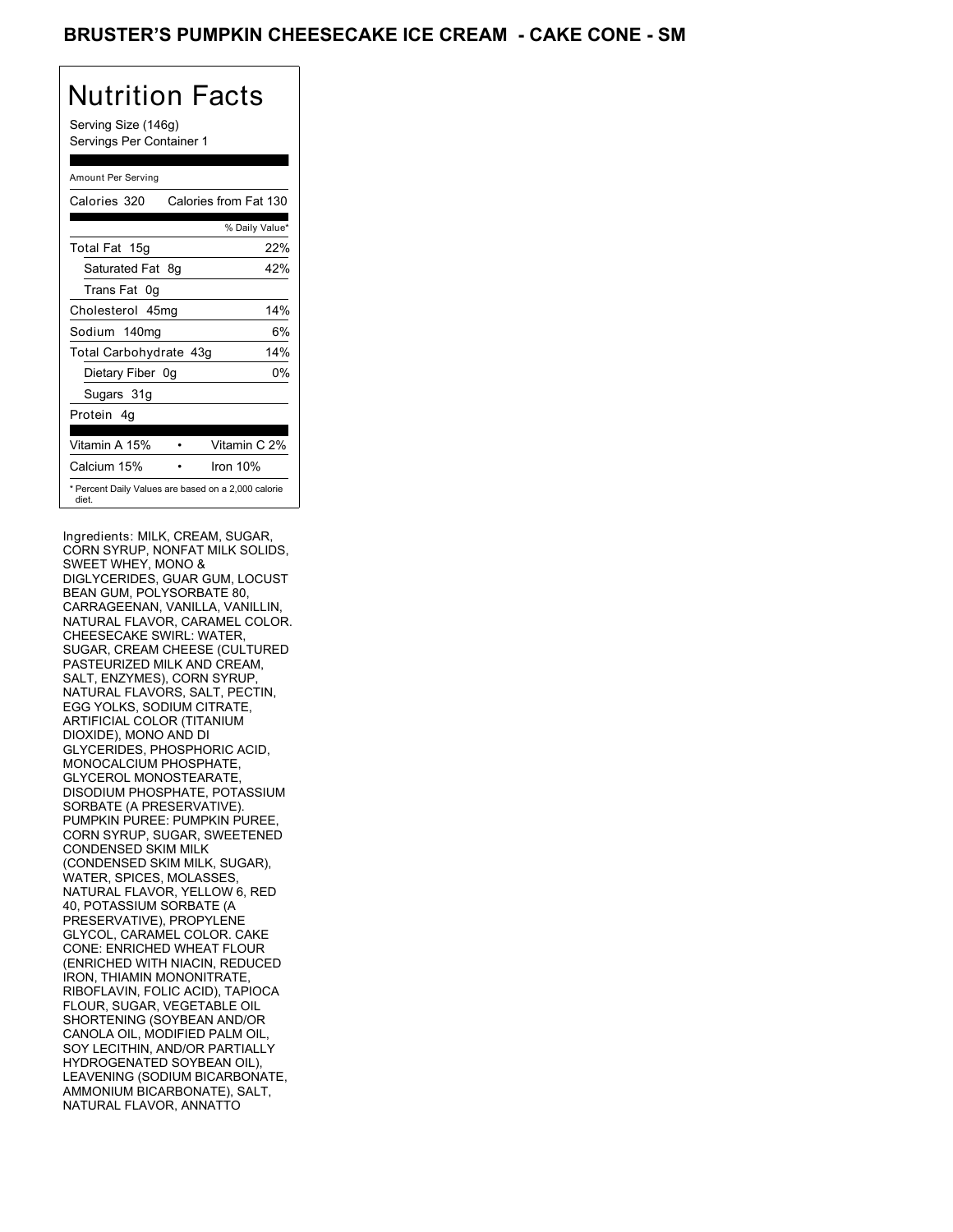# BRUSTER'S PUMPKIN CHEESECAKE ICE CREAM - CAKE CONE - SM

## Nutrition Facts

Serving Size (146g)
Servings Per Container 1

Amount Per Serving

| Calories 320 | Calories from Fat 130 |
|---|---|
| | % Daily Value* |
| Total Fat 15g | 22% |
| Saturated Fat 8g | 42% |
| Trans Fat 0g | |
| Cholesterol 45mg | 14% |
| Sodium 140mg | 6% |
| Total Carbohydrate 43g | 14% |
| Dietary Fiber 0g | 0% |
| Sugars 31g | |
| Protein 4g | |

| Vitamin A 15% | • | Vitamin C 2% |
|---|---|---|
| Calcium 15% | • | Iron 10% |

* Percent Daily Values are based on a 2,000 calorie diet.

Ingredients: MILK, CREAM, SUGAR, CORN SYRUP, NONFAT MILK SOLIDS, SWEET WHEY, MONO & DIGLYCERIDES, GUAR GUM, LOCUST BEAN GUM, POLYSORBATE 80, CARRAGEENAN, VANILLA, VANILLIN, NATURAL FLAVOR, CARAMEL COLOR. CHEESECAKE SWIRL: WATER, SUGAR, CREAM CHEESE (CULTURED PASTEURIZED MILK AND CREAM, SALT, ENZYMES), CORN SYRUP, NATURAL FLAVORS, SALT, PECTIN, EGG YOLKS, SODIUM CITRATE, ARTIFICIAL COLOR (TITANIUM DIOXIDE), MONO AND DI GLYCERIDES, PHOSPHORIC ACID, MONOCALCIUM PHOSPHATE, GLYCEROL MONOSTEARATE, DISODIUM PHOSPHATE, POTASSIUM SORBATE (A PRESERVATIVE). PUMPKIN PUREE: PUMPKIN PUREE, CORN SYRUP, SUGAR, SWEETENED CONDENSED SKIM MILK (CONDENSED SKIM MILK, SUGAR), WATER, SPICES, MOLASSES, NATURAL FLAVOR, YELLOW 6, RED 40, POTASSIUM SORBATE (A PRESERVATIVE), PROPYLENE GLYCOL, CARAMEL COLOR. CAKE CONE: ENRICHED WHEAT FLOUR (ENRICHED WITH NIACIN, REDUCED IRON, THIAMIN MONONITRATE, RIBOFLAVIN, FOLIC ACID), TAPIOCA FLOUR, SUGAR, VEGETABLE OIL SHORTENING (SOYBEAN AND/OR CANOLA OIL, MODIFIED PALM OIL, SOY LECITHIN, AND/OR PARTIALLY HYDROGENATED SOYBEAN OIL), LEAVENING (SODIUM BICARBONATE, AMMONIUM BICARBONATE), SALT, NATURAL FLAVOR, ANNATTO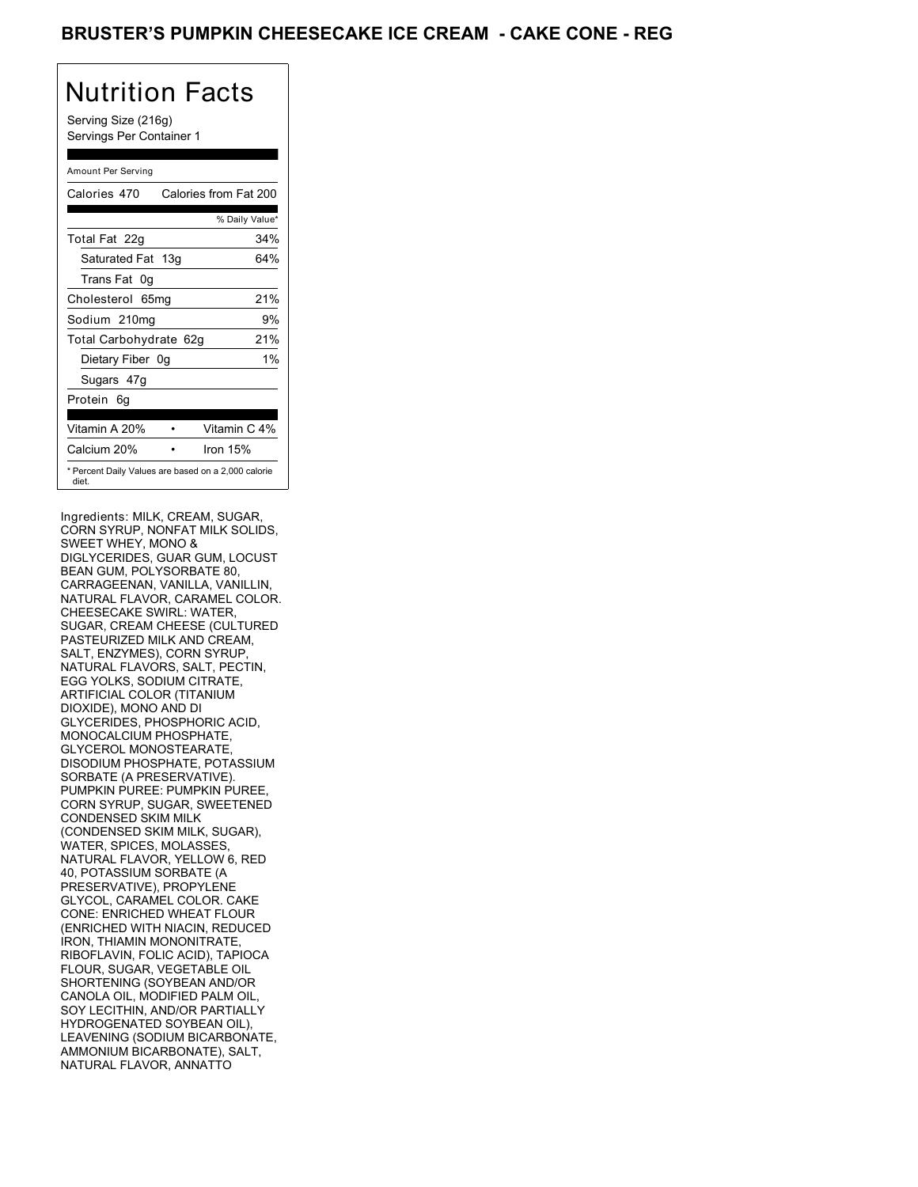## BRUSTER'S PUMPKIN CHEESECAKE ICE CREAM - CAKE CONE - REG

# Nutrition Facts

Serving Size (216g)
Servings Per Container 1

Amount Per Serving

| Calories 470 | Calories from Fat 200 |
|---|---|
| | % Daily Value* |
| Total Fat 22g | 34% |
| Saturated Fat 13g | 64% |
| Trans Fat 0g | |
| Cholesterol 65mg | 21% |
| Sodium 210mg | 9% |
| Total Carbohydrate 62g | 21% |
| Dietary Fiber 0g | 1% |
| Sugars 47g | |
| Protein 6g | |
| Vitamin A 20% • | Vitamin C 4% |
| Calcium 20% • | Iron 15% |

* Percent Daily Values are based on a 2,000 calorie diet.

Ingredients: MILK, CREAM, SUGAR, CORN SYRUP, NONFAT MILK SOLIDS, SWEET WHEY, MONO & DIGLYCERIDES, GUAR GUM, LOCUST BEAN GUM, POLYSORBATE 80, CARRAGEENAN, VANILLA, VANILLIN, NATURAL FLAVOR, CARAMEL COLOR. CHEESECAKE SWIRL: WATER, SUGAR, CREAM CHEESE (CULTURED PASTEURIZED MILK AND CREAM, SALT, ENZYMES), CORN SYRUP, NATURAL FLAVORS, SALT, PECTIN, EGG YOLKS, SODIUM CITRATE, ARTIFICIAL COLOR (TITANIUM DIOXIDE), MONO AND DI GLYCERIDES, PHOSPHORIC ACID, MONOCALCIUM PHOSPHATE, GLYCEROL MONOSTEARATE, DISODIUM PHOSPHATE, POTASSIUM SORBATE (A PRESERVATIVE). PUMPKIN PUREE: PUMPKIN PUREE, CORN SYRUP, SUGAR, SWEETENED CONDENSED SKIM MILK (CONDENSED SKIM MILK, SUGAR), WATER, SPICES, MOLASSES, NATURAL FLAVOR, YELLOW 6, RED 40, POTASSIUM SORBATE (A PRESERVATIVE), PROPYLENE GLYCOL, CARAMEL COLOR. CAKE CONE: ENRICHED WHEAT FLOUR (ENRICHED WITH NIACIN, REDUCED IRON, THIAMIN MONONITRATE, RIBOFLAVIN, FOLIC ACID), TAPIOCA FLOUR, SUGAR, VEGETABLE OIL SHORTENING (SOYBEAN AND/OR CANOLA OIL, MODIFIED PALM OIL, SOY LECITHIN, AND/OR PARTIALLY HYDROGENATED SOYBEAN OIL), LEAVENING (SODIUM BICARBONATE, AMMONIUM BICARBONATE), SALT, NATURAL FLAVOR, ANNATTO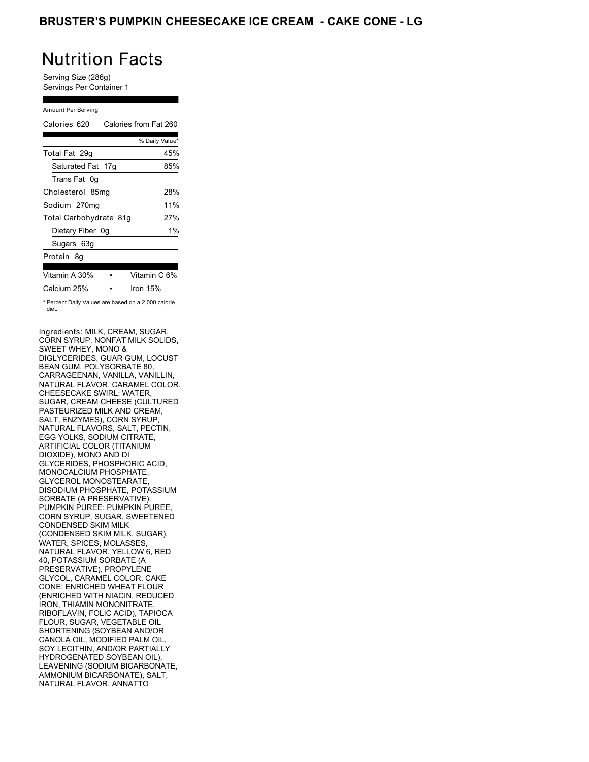# BRUSTER'S PUMPKIN CHEESECAKE ICE CREAM - CAKE CONE - LG

## Nutrition Facts

Serving Size (286g)
Servings Per Container 1

Amount Per Serving

| Calories 620 | Calories from Fat 260 |
|---|---|
| | % Daily Value* |
| Total Fat 29g | 45% |
| Saturated Fat 17g | 85% |
| Trans Fat 0g | |
| Cholesterol 85mg | 28% |
| Sodium 270mg | 11% |
| Total Carbohydrate 81g | 27% |
| Dietary Fiber 0g | 1% |
| Sugars 63g | |
| Protein 8g | |

| Vitamin A 30% | • | Vitamin C 6% |
|---|---|---|
| Calcium 25% | • | Iron 15% |

* Percent Daily Values are based on a 2,000 calorie diet.

Ingredients: MILK, CREAM, SUGAR, CORN SYRUP, NONFAT MILK SOLIDS, SWEET WHEY, MONO & DIGLYCERIDES, GUAR GUM, LOCUST BEAN GUM, POLYSORBATE 80, CARRAGEENAN, VANILLA, VANILLIN, NATURAL FLAVOR, CARAMEL COLOR. CHEESECAKE SWIRL: WATER, SUGAR, CREAM CHEESE (CULTURED PASTEURIZED MILK AND CREAM, SALT, ENZYMES), CORN SYRUP, NATURAL FLAVORS, SALT, PECTIN, EGG YOLKS, SODIUM CITRATE, ARTIFICIAL COLOR (TITANIUM DIOXIDE), MONO AND DI GLYCERIDES, PHOSPHORIC ACID, MONOCALCIUM PHOSPHATE, GLYCEROL MONOSTEARATE, DISODIUM PHOSPHATE, POTASSIUM SORBATE (A PRESERVATIVE). PUMPKIN PUREE: PUMPKIN PUREE, CORN SYRUP, SUGAR, SWEETENED CONDENSED SKIM MILK (CONDENSED SKIM MILK, SUGAR), WATER, SPICES, MOLASSES, NATURAL FLAVOR, YELLOW 6, RED 40, POTASSIUM SORBATE (A PRESERVATIVE), PROPYLENE GLYCOL, CARAMEL COLOR. CAKE CONE: ENRICHED WHEAT FLOUR (ENRICHED WITH NIACIN, REDUCED IRON, THIAMIN MONONITRATE, RIBOFLAVIN, FOLIC ACID), TAPIOCA FLOUR, SUGAR, VEGETABLE OIL SHORTENING (SOYBEAN AND/OR CANOLA OIL, MODIFIED PALM OIL, SOY LECITHIN, AND/OR PARTIALLY HYDROGENATED SOYBEAN OIL), LEAVENING (SODIUM BICARBONATE, AMMONIUM BICARBONATE), SALT, NATURAL FLAVOR, ANNATTO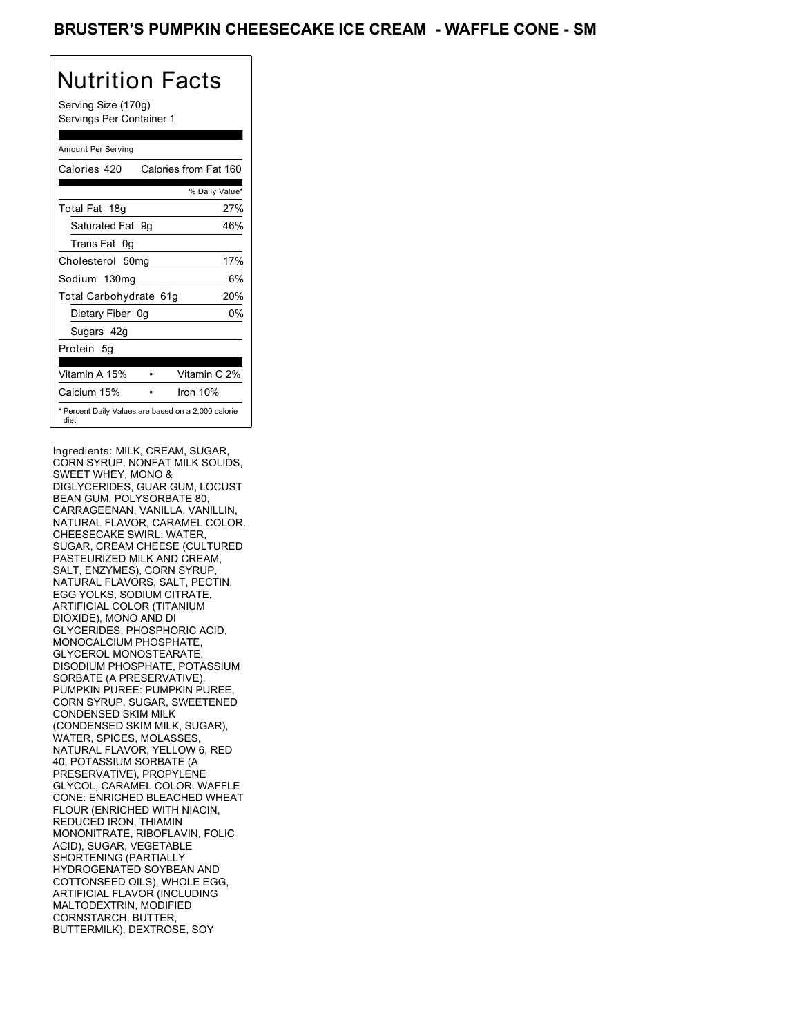# BRUSTER'S PUMPKIN CHEESECAKE ICE CREAM - WAFFLE CONE - SM

## Nutrition Facts

Serving Size (170g)
Servings Per Container 1

Amount Per Serving

| Calories 420 | Calories from Fat 160 |
| --- | --- |
| | % Daily Value* |
| Total Fat 18g | 27% |
| Saturated Fat 9g | 46% |
| Trans Fat 0g | |
| Cholesterol 50mg | 17% |
| Sodium 130mg | 6% |
| Total Carbohydrate 61g | 20% |
| Dietary Fiber 0g | 0% |
| Sugars 42g | |
| Protein 5g | |

| Vitamin A 15% | • | Vitamin C 2% |
| --- | --- | --- |
| Calcium 15% | • | Iron 10% |

* Percent Daily Values are based on a 2,000 calorie diet.

Ingredients: MILK, CREAM, SUGAR, CORN SYRUP, NONFAT MILK SOLIDS, SWEET WHEY, MONO & DIGLYCERIDES, GUAR GUM, LOCUST BEAN GUM, POLYSORBATE 80, CARRAGEENAN, VANILLA, VANILLIN, NATURAL FLAVOR, CARAMEL COLOR. CHEESECAKE SWIRL: WATER, SUGAR, CREAM CHEESE (CULTURED PASTEURIZED MILK AND CREAM, SALT, ENZYMES), CORN SYRUP, NATURAL FLAVORS, SALT, PECTIN, EGG YOLKS, SODIUM CITRATE, ARTIFICIAL COLOR (TITANIUM DIOXIDE), MONO AND DI GLYCERIDES, PHOSPHORIC ACID, MONOCALCIUM PHOSPHATE, GLYCEROL MONOSTEARATE, DISODIUM PHOSPHATE, POTASSIUM SORBATE (A PRESERVATIVE). PUMPKIN PUREE: PUMPKIN PUREE, CORN SYRUP, SUGAR, SWEETENED CONDENSED SKIM MILK (CONDENSED SKIM MILK, SUGAR), WATER, SPICES, MOLASSES, NATURAL FLAVOR, YELLOW 6, RED 40, POTASSIUM SORBATE (A PRESERVATIVE), PROPYLENE GLYCOL, CARAMEL COLOR. WAFFLE CONE: ENRICHED BLEACHED WHEAT FLOUR (ENRICHED WITH NIACIN, REDUCED IRON, THIAMIN MONONITRATE, RIBOFLAVIN, FOLIC ACID), SUGAR, VEGETABLE SHORTENING (PARTIALLY HYDROGENATED SOYBEAN AND COTTONSEED OILS), WHOLE EGG, ARTIFICIAL FLAVOR (INCLUDING MALTODEXTRIN, MODIFIED CORNSTARCH, BUTTER, BUTTERMILK), DEXTROSE, SOY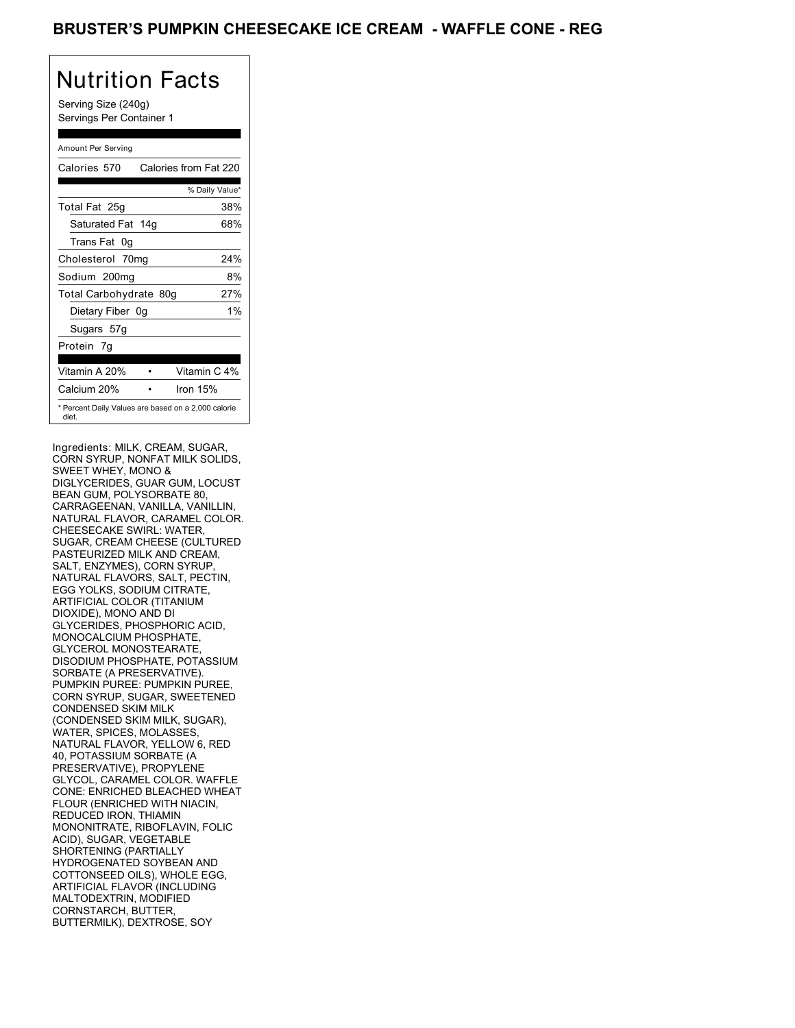# BRUSTER'S PUMPKIN CHEESECAKE ICE CREAM - WAFFLE CONE - REG

## Nutrition Facts

Serving Size (240g)
Servings Per Container 1

Amount Per Serving

| Calories 570 | Calories from Fat 220 |
|---|---|
| | % Daily Value* |
| Total Fat 25g | 38% |
| Saturated Fat 14g | 68% |
| Trans Fat 0g | |
| Cholesterol 70mg | 24% |
| Sodium 200mg | 8% |
| Total Carbohydrate 80g | 27% |
| Dietary Fiber 0g | 1% |
| Sugars 57g | |
| Protein 7g | |
| Vitamin A 20% • | Vitamin C 4% |
| Calcium 20% • | Iron 15% |

* Percent Daily Values are based on a 2,000 calorie diet.

Ingredients: MILK, CREAM, SUGAR, CORN SYRUP, NONFAT MILK SOLIDS, SWEET WHEY, MONO & DIGLYCERIDES, GUAR GUM, LOCUST BEAN GUM, POLYSORBATE 80, CARRAGEENAN, VANILLA, VANILLIN, NATURAL FLAVOR, CARAMEL COLOR. CHEESECAKE SWIRL: WATER, SUGAR, CREAM CHEESE (CULTURED PASTEURIZED MILK AND CREAM, SALT, ENZYMES), CORN SYRUP, NATURAL FLAVORS, SALT, PECTIN, EGG YOLKS, SODIUM CITRATE, ARTIFICIAL COLOR (TITANIUM DIOXIDE), MONO AND DI GLYCERIDES, PHOSPHORIC ACID, MONOCALCIUM PHOSPHATE, GLYCEROL MONOSTEARATE, DISODIUM PHOSPHATE, POTASSIUM SORBATE (A PRESERVATIVE). PUMPKIN PUREE: PUMPKIN PUREE, CORN SYRUP, SUGAR, SWEETENED CONDENSED SKIM MILK (CONDENSED SKIM MILK, SUGAR), WATER, SPICES, MOLASSES, NATURAL FLAVOR, YELLOW 6, RED 40, POTASSIUM SORBATE (A PRESERVATIVE), PROPYLENE GLYCOL, CARAMEL COLOR. WAFFLE CONE: ENRICHED BLEACHED WHEAT FLOUR (ENRICHED WITH NIACIN, REDUCED IRON, THIAMIN MONONITRATE, RIBOFLAVIN, FOLIC ACID), SUGAR, VEGETABLE SHORTENING (PARTIALLY HYDROGENATED SOYBEAN AND COTTONSEED OILS), WHOLE EGG, ARTIFICIAL FLAVOR (INCLUDING MALTODEXTRIN, MODIFIED CORNSTARCH, BUTTER, BUTTERMILK), DEXTROSE, SOY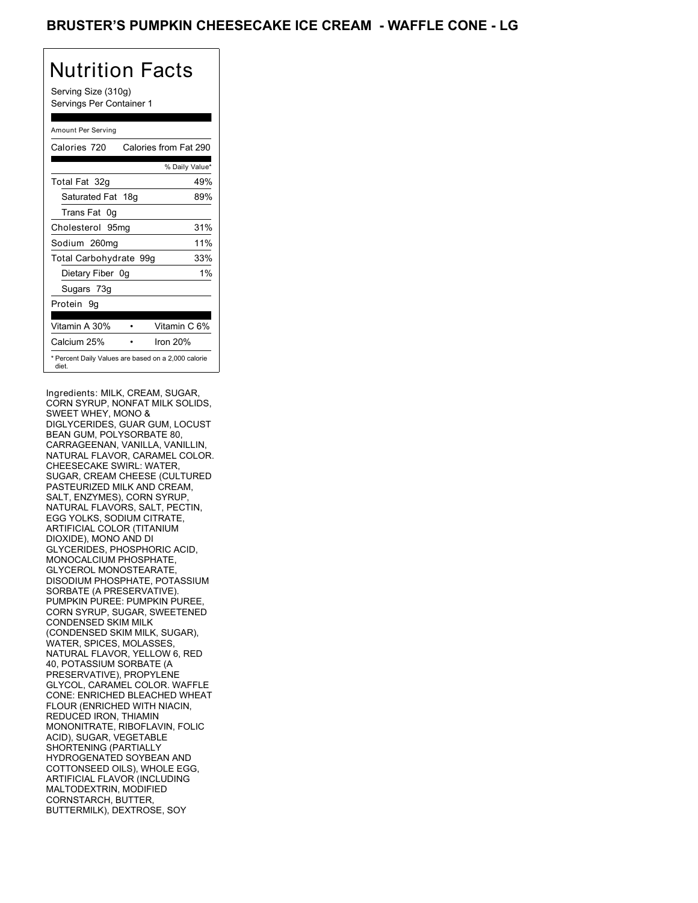# BRUSTER'S PUMPKIN CHEESECAKE ICE CREAM - WAFFLE CONE - LG

## Nutrition Facts

Serving Size (310g)
Servings Per Container 1

Amount Per Serving

| | |
|---|---|
| Calories 720 | Calories from Fat 290 |
| | % Daily Value* |
| Total Fat 32g | 49% |
| Saturated Fat 18g | 89% |
| Trans Fat 0g | |
| Cholesterol 95mg | 31% |
| Sodium 260mg | 11% |
| Total Carbohydrate 99g | 33% |
| Dietary Fiber 0g | 1% |
| Sugars 73g | |
| Protein 9g | |
| Vitamin A 30% | Vitamin C 6% |
| Calcium 25% | Iron 20% |

* Percent Daily Values are based on a 2,000 calorie diet.

Ingredients: MILK, CREAM, SUGAR, CORN SYRUP, NONFAT MILK SOLIDS, SWEET WHEY, MONO & DIGLYCERIDES, GUAR GUM, LOCUST BEAN GUM, POLYSORBATE 80, CARRAGEENAN, VANILLA, VANILLIN, NATURAL FLAVOR, CARAMEL COLOR. CHEESECAKE SWIRL: WATER, SUGAR, CREAM CHEESE (CULTURED PASTEURIZED MILK AND CREAM, SALT, ENZYMES), CORN SYRUP, NATURAL FLAVORS, SALT, PECTIN, EGG YOLKS, SODIUM CITRATE, ARTIFICIAL COLOR (TITANIUM DIOXIDE), MONO AND DI GLYCERIDES, PHOSPHORIC ACID, MONOCALCIUM PHOSPHATE, GLYCEROL MONOSTEARATE, DISODIUM PHOSPHATE, POTASSIUM SORBATE (A PRESERVATIVE). PUMPKIN PUREE: PUMPKIN PUREE, CORN SYRUP, SUGAR, SWEETENED CONDENSED SKIM MILK (CONDENSED SKIM MILK, SUGAR), WATER, SPICES, MOLASSES, NATURAL FLAVOR, YELLOW 6, RED 40, POTASSIUM SORBATE (A PRESERVATIVE), PROPYLENE GLYCOL, CARAMEL COLOR. WAFFLE CONE: ENRICHED BLEACHED WHEAT FLOUR (ENRICHED WITH NIACIN, REDUCED IRON, THIAMIN MONONITRATE, RIBOFLAVIN, FOLIC ACID), SUGAR, VEGETABLE SHORTENING (PARTIALLY HYDROGENATED SOYBEAN AND COTTONSEED OILS), WHOLE EGG, ARTIFICIAL FLAVOR (INCLUDING MALTODEXTRIN, MODIFIED CORNSTARCH, BUTTER, BUTTERMILK), DEXTROSE, SOY